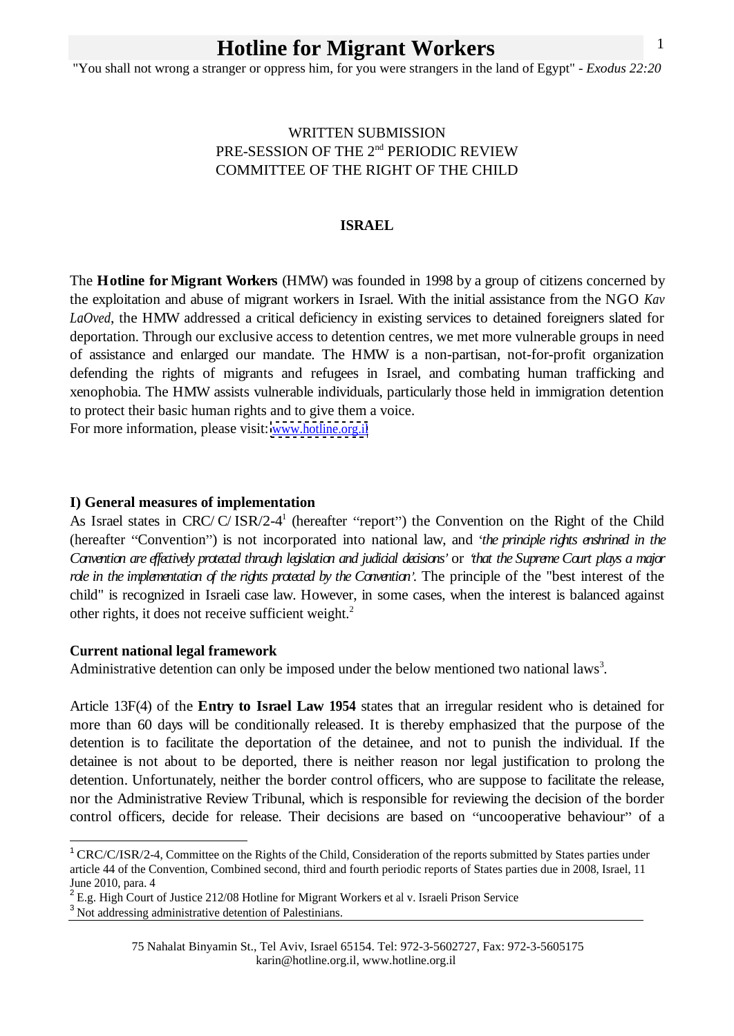# Hotline for Migrant Workers

"You shall not wrong a stranger or oppress him, for you were strangers in the land of Egypt" - *Exodus 22:20*

WRITTEN SUBMISSION
PRE-SESSION OF THE 2nd PERIODIC REVIEW
COMMITTEE OF THE RIGHT OF THE CHILD

**ISRAEL**

The **Hotline for Migrant Workers** (HMW) was founded in 1998 by a group of citizens concerned by the exploitation and abuse of migrant workers in Israel. With the initial assistance from the NGO *Kav LaOved*, the HMW addressed a critical deficiency in existing services to detained foreigners slated for deportation. Through our exclusive access to detention centres, we met more vulnerable groups in need of assistance and enlarged our mandate. The HMW is a non-partisan, not-for-profit organization defending the rights of migrants and refugees in Israel, and combating human trafficking and xenophobia. The HMW assists vulnerable individuals, particularly those held in immigration detention to protect their basic human rights and to give them a voice.
For more information, please visit: www.hotline.org.il

## I) General measures of implementation

As Israel states in CRC/ C/ ISR/2-4[1] (hereafter "report") the Convention on the Right of the Child (hereafter "Convention") is not incorporated into national law, and *'the principle rights enshrined in the Convention are effectively protected through legislation and judicial decisions'* or *'that the Supreme Court plays a major role in the implementation of the rights protected by the Convention'.* The principle of the "best interest of the child" is recognized in Israeli case law. However, in some cases, when the interest is balanced against other rights, it does not receive sufficient weight.[2]

### Current national legal framework

Administrative detention can only be imposed under the below mentioned two national laws[3].

Article 13F(4) of the **Entry to Israel Law 1954** states that an irregular resident who is detained for more than 60 days will be conditionally released. It is thereby emphasized that the purpose of the detention is to facilitate the deportation of the detainee, and not to punish the individual. If the detainee is not about to be deported, there is neither reason nor legal justification to prolong the detention. Unfortunately, neither the border control officers, who are suppose to facilitate the release, nor the Administrative Review Tribunal, which is responsible for reviewing the decision of the border control officers, decide for release. Their decisions are based on "uncooperative behaviour" of a

---

[1] CRC/C/ISR/2-4, Committee on the Rights of the Child, Consideration of the reports submitted by States parties under article 44 of the Convention, Combined second, third and fourth periodic reports of States parties due in 2008, Israel, 11 June 2010, para. 4

[2] E.g. High Court of Justice 212/08 Hotline for Migrant Workers et al v. Israeli Prison Service

[3] Not addressing administrative detention of Palestinians.

75 Nahalat Binyamin St., Tel Aviv, Israel 65154. Tel: 972-3-5602727, Fax: 972-3-5605175
karin@hotline.org.il, www.hotline.org.il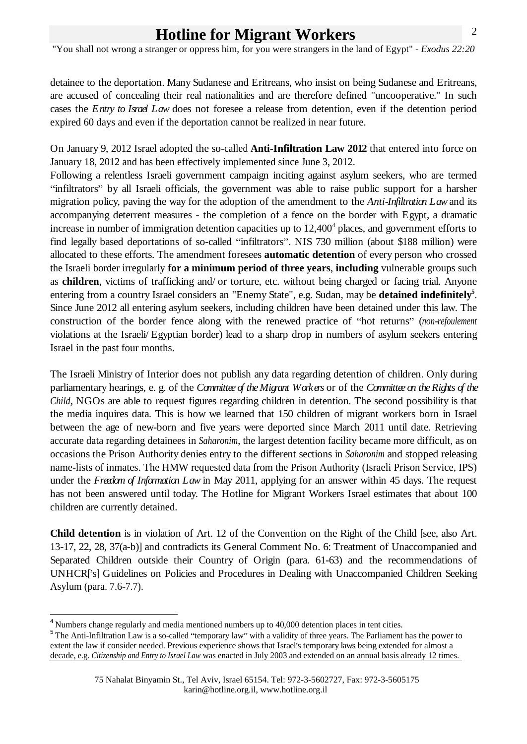detainee to the deportation. Many Sudanese and Eritreans, who insist on being Sudanese and Eritreans, are accused of concealing their real nationalities and are therefore defined "uncooperative." In such cases the *Entry to Israel Law* does not foresee a release from detention, even if the detention period expired 60 days and even if the deportation cannot be realized in near future.

On January 9, 2012 Israel adopted the so-called **Anti-Infiltration Law 2012** that entered into force on January 18, 2012 and has been effectively implemented since June 3, 2012.
Following a relentless Israeli government campaign inciting against asylum seekers, who are termed "infiltrators" by all Israeli officials, the government was able to raise public support for a harsher migration policy, paving the way for the adoption of the amendment to the *Anti-Infiltration Law* and its accompanying deterrent measures - the completion of a fence on the border with Egypt, a dramatic increase in number of immigration detention capacities up to 12,400[4] places, and government efforts to find legally based deportations of so-called "infiltrators". NIS 730 million (about $188 million) were allocated to these efforts. The amendment foresees **automatic detention** of every person who crossed the Israeli border irregularly **for a minimum period of three years**, **including** vulnerable groups such as **children**, victims of trafficking and/ or torture, etc. without being charged or facing trial. Anyone entering from a country Israel considers an "Enemy State", e.g. Sudan, may be **detained indefinitely**[5]. Since June 2012 all entering asylum seekers, including children have been detained under this law. The construction of the border fence along with the renewed practice of "hot returns" (*non-refoulement* violations at the Israeli/ Egyptian border) lead to a sharp drop in numbers of asylum seekers entering Israel in the past four months.

The Israeli Ministry of Interior does not publish any data regarding detention of children. Only during parliamentary hearings, e. g. of the *Committee of the Migrant Workers* or of the *Committee on the Rights of the Child*, NGOs are able to request figures regarding children in detention. The second possibility is that the media inquires data. This is how we learned that 150 children of migrant workers born in Israel between the age of new-born and five years were deported since March 2011 until date. Retrieving accurate data regarding detainees in *Saharonim*, the largest detention facility became more difficult, as on occasions the Prison Authority denies entry to the different sections in *Saharonim* and stopped releasing name-lists of inmates. The HMW requested data from the Prison Authority (Israeli Prison Service, IPS) under the *Freedom of Information Law* in May 2011, applying for an answer within 45 days. The request has not been answered until today. The Hotline for Migrant Workers Israel estimates that about 100 children are currently detained.

**Child detention** is in violation of Art. 12 of the Convention on the Right of the Child [see, also Art. 13-17, 22, 28, 37(a-b)] and contradicts its General Comment No. 6: Treatment of Unaccompanied and Separated Children outside their Country of Origin (para. 61-63) and the recommendations of UNHCR['s] Guidelines on Policies and Procedures in Dealing with Unaccompanied Children Seeking Asylum (para. 7.6-7.7).

---

[4] Numbers change regularly and media mentioned numbers up to 40,000 detention places in tent cities.

[5] The Anti-Infiltration Law is a so-called "temporary law" with a validity of three years. The Parliament has the power to extent the law if consider needed. Previous experience shows that Israel's temporary laws being extended for almost a decade, e.g. *Citizenship and Entry to Israel Law* was enacted in July 2003 and extended on an annual basis already 12 times.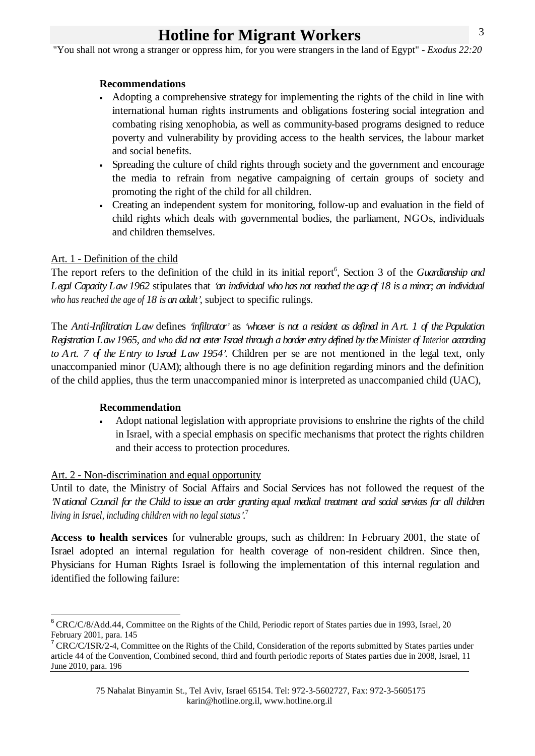**Recommendations**

- Adopting a comprehensive strategy for implementing the rights of the child in line with international human rights instruments and obligations fostering social integration and combating rising xenophobia, as well as community-based programs designed to reduce poverty and vulnerability by providing access to the health services, the labour market and social benefits.
- Spreading the culture of child rights through society and the government and encourage the media to refrain from negative campaigning of certain groups of society and promoting the right of the child for all children.
- Creating an independent system for monitoring, follow-up and evaluation in the field of child rights which deals with governmental bodies, the parliament, NGOs, individuals and children themselves.

Art. 1 - Definition of the child

The report refers to the definition of the child in its initial report[6], Section 3 of the *Guardianship and Legal Capacity Law 1962* stipulates that *'an individual who has not reached the age of 18 is a minor; an individual who has reached the age of 18 is an adult'*, subject to specific rulings.

The *Anti-Infiltration Law* defines *'infiltrator'* as *'whoever is not a resident as defined in Art. 1 of the Population Registration Law 1965, and who did not enter Israel through a border entry defined by the Minister of Interior according to Art. 7 of the Entry to Israel Law 1954'*. Children per se are not mentioned in the legal text, only unaccompanied minor (UAM); although there is no age definition regarding minors and the definition of the child applies, thus the term unaccompanied minor is interpreted as unaccompanied child (UAC),

**Recommendation**

- Adopt national legislation with appropriate provisions to enshrine the rights of the child in Israel, with a special emphasis on specific mechanisms that protect the rights children and their access to protection procedures.

Art. 2 - Non-discrimination and equal opportunity

Until to date, the Ministry of Social Affairs and Social Services has not followed the request of the *'National Council for the Child to issue an order granting equal medical treatment and social services for all children living in Israel, including children with no legal status'*.[7]

**Access to health services** for vulnerable groups, such as children: In February 2001, the state of Israel adopted an internal regulation for health coverage of non-resident children. Since then, Physicians for Human Rights Israel is following the implementation of this internal regulation and identified the following failure:

---

[6] CRC/C/8/Add.44, Committee on the Rights of the Child, Periodic report of States parties due in 1993, Israel, 20 February 2001, para. 145

[7] CRC/C/ISR/2-4, Committee on the Rights of the Child, Consideration of the reports submitted by States parties under article 44 of the Convention, Combined second, third and fourth periodic reports of States parties due in 2008, Israel, 11 June 2010, para. 196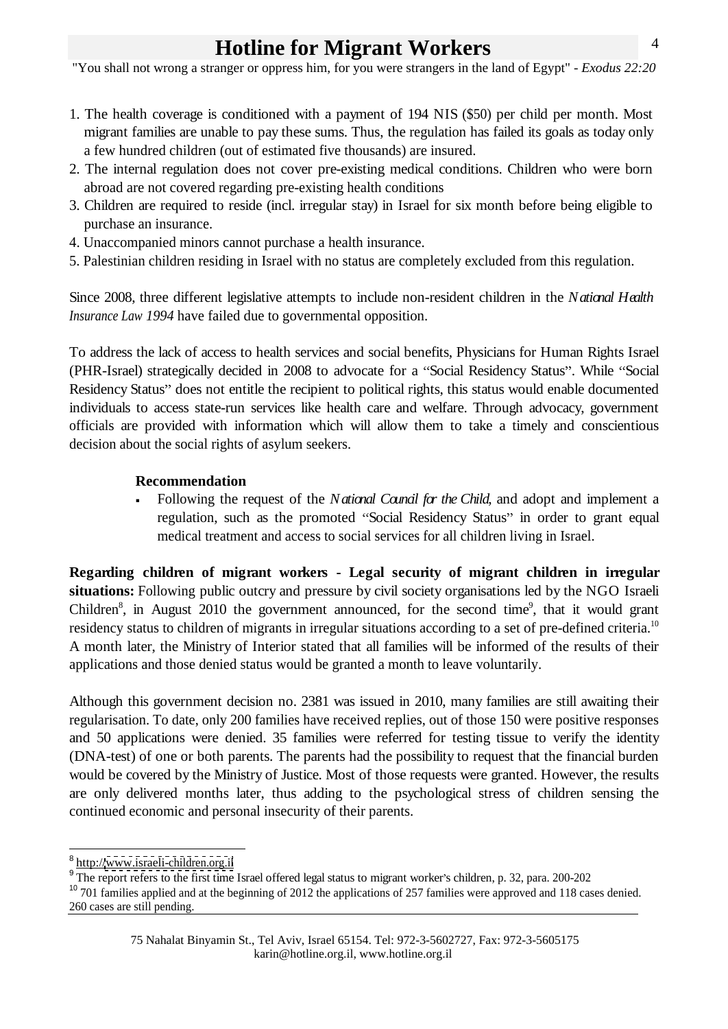1. The health coverage is conditioned with a payment of 194 NIS ($50) per child per month. Most migrant families are unable to pay these sums. Thus, the regulation has failed its goals as today only a few hundred children (out of estimated five thousands) are insured.
2. The internal regulation does not cover pre-existing medical conditions. Children who were born abroad are not covered regarding pre-existing health conditions
3. Children are required to reside (incl. irregular stay) in Israel for six month before being eligible to purchase an insurance.
4. Unaccompanied minors cannot purchase a health insurance.
5. Palestinian children residing in Israel with no status are completely excluded from this regulation.

Since 2008, three different legislative attempts to include non-resident children in the *National Health Insurance Law 1994* have failed due to governmental opposition.

To address the lack of access to health services and social benefits, Physicians for Human Rights Israel (PHR-Israel) strategically decided in 2008 to advocate for a "Social Residency Status". While "Social Residency Status" does not entitle the recipient to political rights, this status would enable documented individuals to access state-run services like health care and welfare. Through advocacy, government officials are provided with information which will allow them to take a timely and conscientious decision about the social rights of asylum seekers.

**Recommendation**

- Following the request of the *National Council for the Child*, and adopt and implement a regulation, such as the promoted "Social Residency Status" in order to grant equal medical treatment and access to social services for all children living in Israel.

**Regarding children of migrant workers - Legal security of migrant children in irregular situations:** Following public outcry and pressure by civil society organisations led by the NGO Israeli Children[8], in August 2010 the government announced, for the second time[9], that it would grant residency status to children of migrants in irregular situations according to a set of pre-defined criteria.[10] A month later, the Ministry of Interior stated that all families will be informed of the results of their applications and those denied status would be granted a month to leave voluntarily.

Although this government decision no. 2381 was issued in 2010, many families are still awaiting their regularisation. To date, only 200 families have received replies, out of those 150 were positive responses and 50 applications were denied. 35 families were referred for testing tissue to verify the identity (DNA-test) of one or both parents. The parents had the possibility to request that the financial burden would be covered by the Ministry of Justice. Most of those requests were granted. However, the results are only delivered months later, thus adding to the psychological stress of children sensing the continued economic and personal insecurity of their parents.

---

[8] http://www.israeli-children.org.il

[9] The report refers to the first time Israel offered legal status to migrant worker's children, p. 32, para. 200-202

[10] 701 families applied and at the beginning of 2012 the applications of 257 families were approved and 118 cases denied. 260 cases are still pending.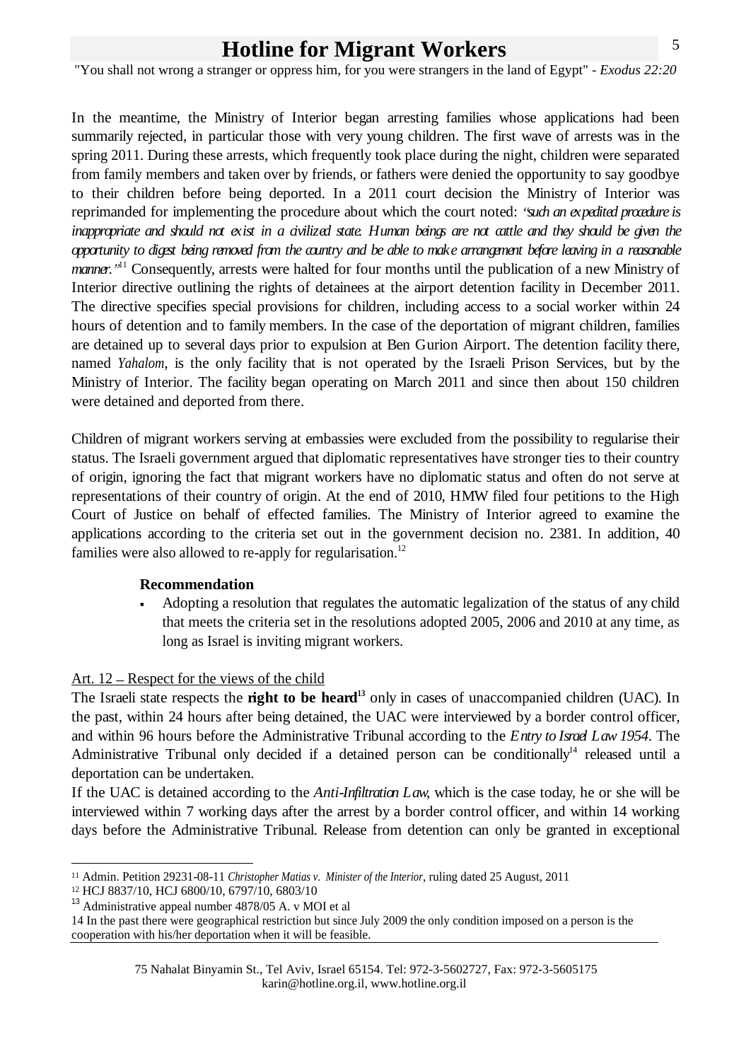In the meantime, the Ministry of Interior began arresting families whose applications had been summarily rejected, in particular those with very young children. The first wave of arrests was in the spring 2011. During these arrests, which frequently took place during the night, children were separated from family members and taken over by friends, or fathers were denied the opportunity to say goodbye to their children before being deported. In a 2011 court decision the Ministry of Interior was reprimanded for implementing the procedure about which the court noted: *"such an expedited procedure is inappropriate and should not exist in a civilized state. Human beings are not cattle and they should be given the opportunity to digest being removed from the country and be able to make arrangement before leaving in a reasonable manner."*[11] Consequently, arrests were halted for four months until the publication of a new Ministry of Interior directive outlining the rights of detainees at the airport detention facility in December 2011. The directive specifies special provisions for children, including access to a social worker within 24 hours of detention and to family members. In the case of the deportation of migrant children, families are detained up to several days prior to expulsion at Ben Gurion Airport. The detention facility there, named *Yahalom*, is the only facility that is not operated by the Israeli Prison Services, but by the Ministry of Interior. The facility began operating on March 2011 and since then about 150 children were detained and deported from there.

Children of migrant workers serving at embassies were excluded from the possibility to regularise their status. The Israeli government argued that diplomatic representatives have stronger ties to their country of origin, ignoring the fact that migrant workers have no diplomatic status and often do not serve at representations of their country of origin. At the end of 2010, HMW filed four petitions to the High Court of Justice on behalf of effected families. The Ministry of Interior agreed to examine the applications according to the criteria set out in the government decision no. 2381. In addition, 40 families were also allowed to re-apply for regularisation.[12]

**Recommendation**

- Adopting a resolution that regulates the automatic legalization of the status of any child that meets the criteria set in the resolutions adopted 2005, 2006 and 2010 at any time, as long as Israel is inviting migrant workers.

Art. 12 – Respect for the views of the child

The Israeli state respects the **right to be heard**[13] only in cases of unaccompanied children (UAC). In the past, within 24 hours after being detained, the UAC were interviewed by a border control officer, and within 96 hours before the Administrative Tribunal according to the *Entry to Israel Law 1954*. The Administrative Tribunal only decided if a detained person can be conditionally[14] released until a deportation can be undertaken.

If the UAC is detained according to the *Anti-Infiltration Law*, which is the case today, he or she will be interviewed within 7 working days after the arrest by a border control officer, and within 14 working days before the Administrative Tribunal. Release from detention can only be granted in exceptional

---

[11] Admin. Petition 29231-08-11 *Christopher Matias v. Minister of the Interior*, ruling dated 25 August, 2011

[12] HCJ 8837/10, HCJ 6800/10, 6797/10, 6803/10

[13] Administrative appeal number 4878/05 A. v MOI et al

[14] In the past there were geographical restriction but since July 2009 the only condition imposed on a person is the cooperation with his/her deportation when it will be feasible.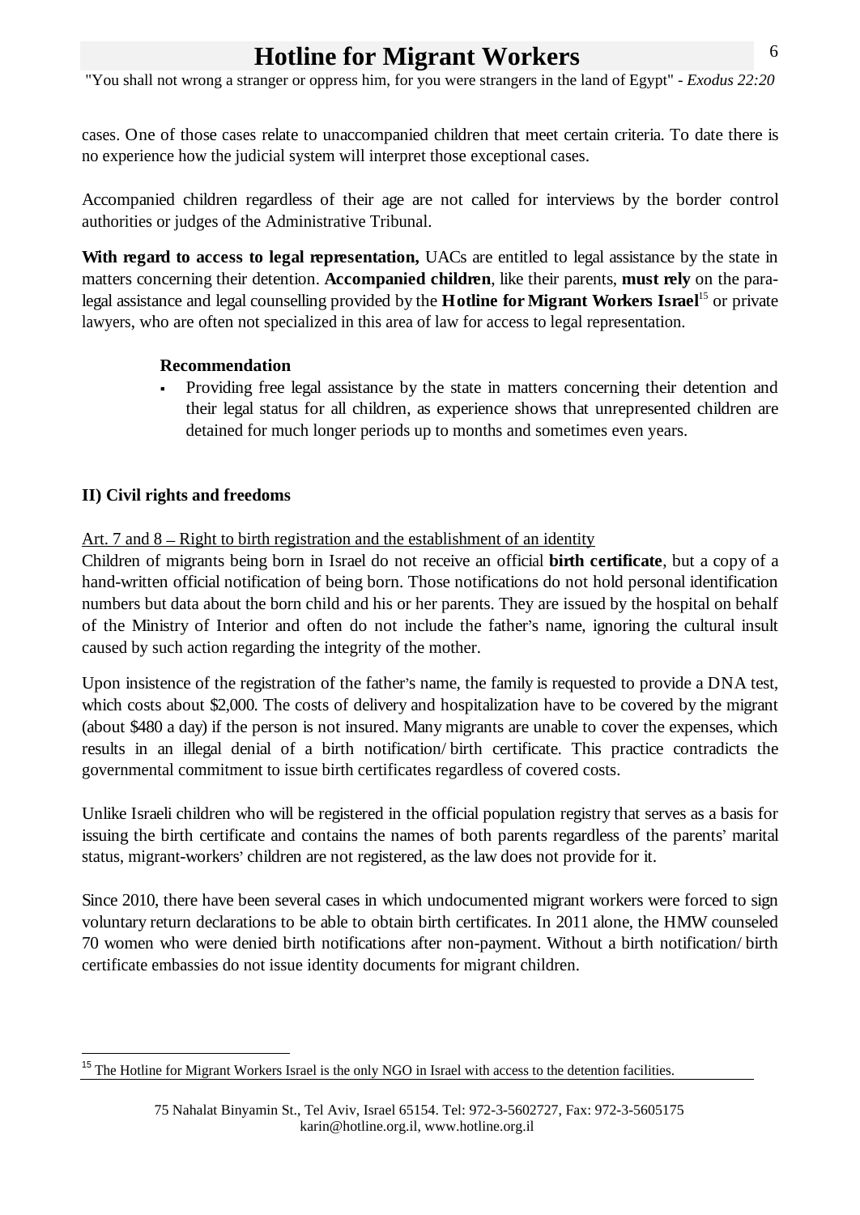cases. One of those cases relate to unaccompanied children that meet certain criteria. To date there is no experience how the judicial system will interpret those exceptional cases.

Accompanied children regardless of their age are not called for interviews by the border control authorities or judges of the Administrative Tribunal.

**With regard to access to legal representation,** UACs are entitled to legal assistance by the state in matters concerning their detention. **Accompanied children**, like their parents, **must rely** on the para-legal assistance and legal counselling provided by the **Hotline for Migrant Workers Israel**[15] or private lawyers, who are often not specialized in this area of law for access to legal representation.

**Recommendation**

- Providing free legal assistance by the state in matters concerning their detention and their legal status for all children, as experience shows that unrepresented children are detained for much longer periods up to months and sometimes even years.

## II) Civil rights and freedoms

<u>Art. 7 and 8 – Right to birth registration and the establishment of an identity</u>

Children of migrants being born in Israel do not receive an official **birth certificate**, but a copy of a hand-written official notification of being born. Those notifications do not hold personal identification numbers but data about the born child and his or her parents. They are issued by the hospital on behalf of the Ministry of Interior and often do not include the father's name, ignoring the cultural insult caused by such action regarding the integrity of the mother.

Upon insistence of the registration of the father's name, the family is requested to provide a DNA test, which costs about $2,000. The costs of delivery and hospitalization have to be covered by the migrant (about $480 a day) if the person is not insured. Many migrants are unable to cover the expenses, which results in an illegal denial of a birth notification/ birth certificate. This practice contradicts the governmental commitment to issue birth certificates regardless of covered costs.

Unlike Israeli children who will be registered in the official population registry that serves as a basis for issuing the birth certificate and contains the names of both parents regardless of the parents' marital status, migrant-workers' children are not registered, as the law does not provide for it.

Since 2010, there have been several cases in which undocumented migrant workers were forced to sign voluntary return declarations to be able to obtain birth certificates. In 2011 alone, the HMW counseled 70 women who were denied birth notifications after non-payment. Without a birth notification/ birth certificate embassies do not issue identity documents for migrant children.

[15] The Hotline for Migrant Workers Israel is the only NGO in Israel with access to the detention facilities.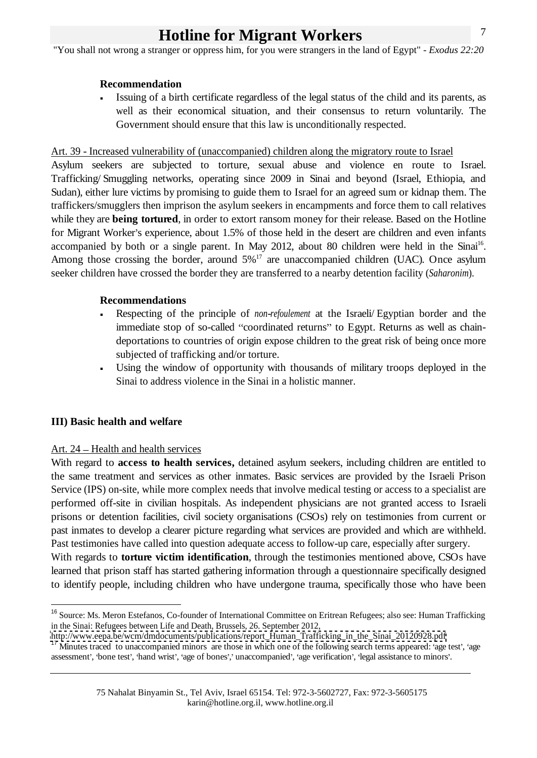**Recommendation**

- Issuing of a birth certificate regardless of the legal status of the child and its parents, as well as their economical situation, and their consensus to return voluntarily. The Government should ensure that this law is unconditionally respected.

Art. 39 - Increased vulnerability of (unaccompanied) children along the migratory route to Israel

Asylum seekers are subjected to torture, sexual abuse and violence en route to Israel. Trafficking/ Smuggling networks, operating since 2009 in Sinai and beyond (Israel, Ethiopia, and Sudan), either lure victims by promising to guide them to Israel for an agreed sum or kidnap them. The traffickers/smugglers then imprison the asylum seekers in encampments and force them to call relatives while they are **being tortured**, in order to extort ransom money for their release. Based on the Hotline for Migrant Worker's experience, about 1.5% of those held in the desert are children and even infants accompanied by both or a single parent. In May 2012, about 80 children were held in the Sinai[16]. Among those crossing the border, around 5%[17] are unaccompanied children (UAC). Once asylum seeker children have crossed the border they are transferred to a nearby detention facility (*Saharonim*).

**Recommendations**

- Respecting of the principle of *non-refoulement* at the Israeli/ Egyptian border and the immediate stop of so-called "coordinated returns" to Egypt. Returns as well as chain-deportations to countries of origin expose children to the great risk of being once more subjected of trafficking and/or torture.
- Using the window of opportunity with thousands of military troops deployed in the Sinai to address violence in the Sinai in a holistic manner.

**III) Basic health and welfare**

Art. 24 – Health and health services

With regard to **access to health services,** detained asylum seekers, including children are entitled to the same treatment and services as other inmates. Basic services are provided by the Israeli Prison Service (IPS) on-site, while more complex needs that involve medical testing or access to a specialist are performed off-site in civilian hospitals. As independent physicians are not granted access to Israeli prisons or detention facilities, civil society organisations (CSOs) rely on testimonies from current or past inmates to develop a clearer picture regarding what services are provided and which are withheld. Past testimonies have called into question adequate access to follow-up care, especially after surgery.

With regards to **torture victim identification**, through the testimonies mentioned above, CSOs have learned that prison staff has started gathering information through a questionnaire specifically designed to identify people, including children who have undergone trauma, specifically those who have been

---

[16] Source: Ms. Meron Estefanos, Co-founder of International Committee on Eritrean Refugees; also see: Human Trafficking in the Sinai: Refugees between Life and Death, Brussels, 26. September 2012, http://www.eepa.be/wcm/dmdocuments/publications/report_Human_Trafficking_in_the_Sinai_20120928.pdf

[17] Minutes traced to unaccompanied minors are those in which one of the following search terms appeared: 'age test', 'age assessment', 'bone test', 'hand wrist', 'age of bones',' unaccompanied', 'age verification', 'legal assistance to minors'.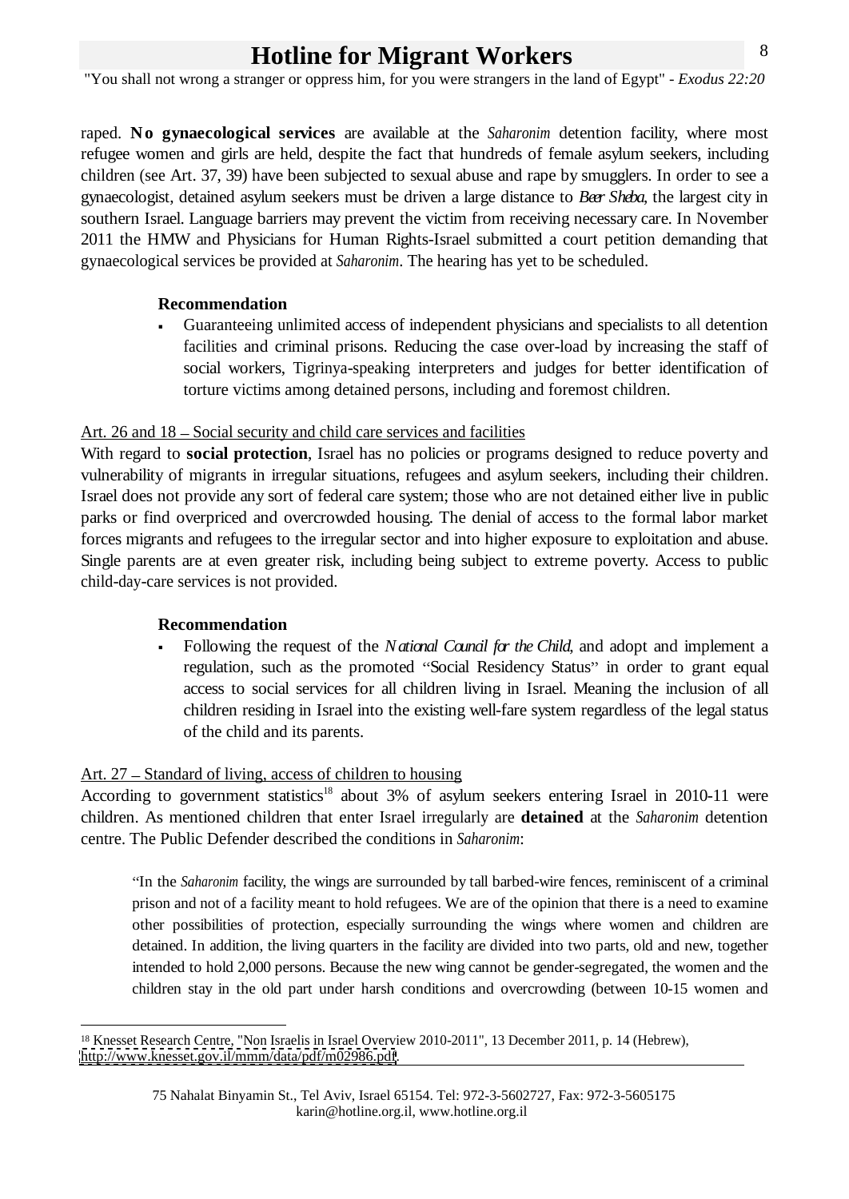raped. **No gynaecological services** are available at the *Saharonim* detention facility, where most refugee women and girls are held, despite the fact that hundreds of female asylum seekers, including children (see Art. 37, 39) have been subjected to sexual abuse and rape by smugglers. In order to see a gynaecologist, detained asylum seekers must be driven a large distance to *Beer Sheba*, the largest city in southern Israel. Language barriers may prevent the victim from receiving necessary care. In November 2011 the HMW and Physicians for Human Rights-Israel submitted a court petition demanding that gynaecological services be provided at *Saharonim*. The hearing has yet to be scheduled.

**Recommendation**

- Guaranteeing unlimited access of independent physicians and specialists to all detention facilities and criminal prisons. Reducing the case over-load by increasing the staff of social workers, Tigrinya-speaking interpreters and judges for better identification of torture victims among detained persons, including and foremost children.

<u>Art. 26 and 18 – Social security and child care services and facilities</u>

With regard to **social protection**, Israel has no policies or programs designed to reduce poverty and vulnerability of migrants in irregular situations, refugees and asylum seekers, including their children. Israel does not provide any sort of federal care system; those who are not detained either live in public parks or find overpriced and overcrowded housing. The denial of access to the formal labor market forces migrants and refugees to the irregular sector and into higher exposure to exploitation and abuse. Single parents are at even greater risk, including being subject to extreme poverty. Access to public child-day-care services is not provided.

**Recommendation**

- Following the request of the *National Council for the Child*, and adopt and implement a regulation, such as the promoted "Social Residency Status" in order to grant equal access to social services for all children living in Israel. Meaning the inclusion of all children residing in Israel into the existing well-fare system regardless of the legal status of the child and its parents.

<u>Art. 27 – Standard of living, access of children to housing</u>

According to government statistics[18] about 3% of asylum seekers entering Israel in 2010-11 were children. As mentioned children that enter Israel irregularly are **detained** at the *Saharonim* detention centre. The Public Defender described the conditions in *Saharonim*:

> "In the *Saharonim* facility, the wings are surrounded by tall barbed-wire fences, reminiscent of a criminal prison and not of a facility meant to hold refugees. We are of the opinion that there is a need to examine other possibilities of protection, especially surrounding the wings where women and children are detained. In addition, the living quarters in the facility are divided into two parts, old and new, together intended to hold 2,000 persons. Because the new wing cannot be gender-segregated, the women and the children stay in the old part under harsh conditions and overcrowding (between 10-15 women and

---

[18] Knesset Research Centre, "Non Israelis in Israel Overview 2010-2011", 13 December 2011, p. 14 (Hebrew), http://www.knesset.gov.il/mmm/data/pdf/m02986.pdf.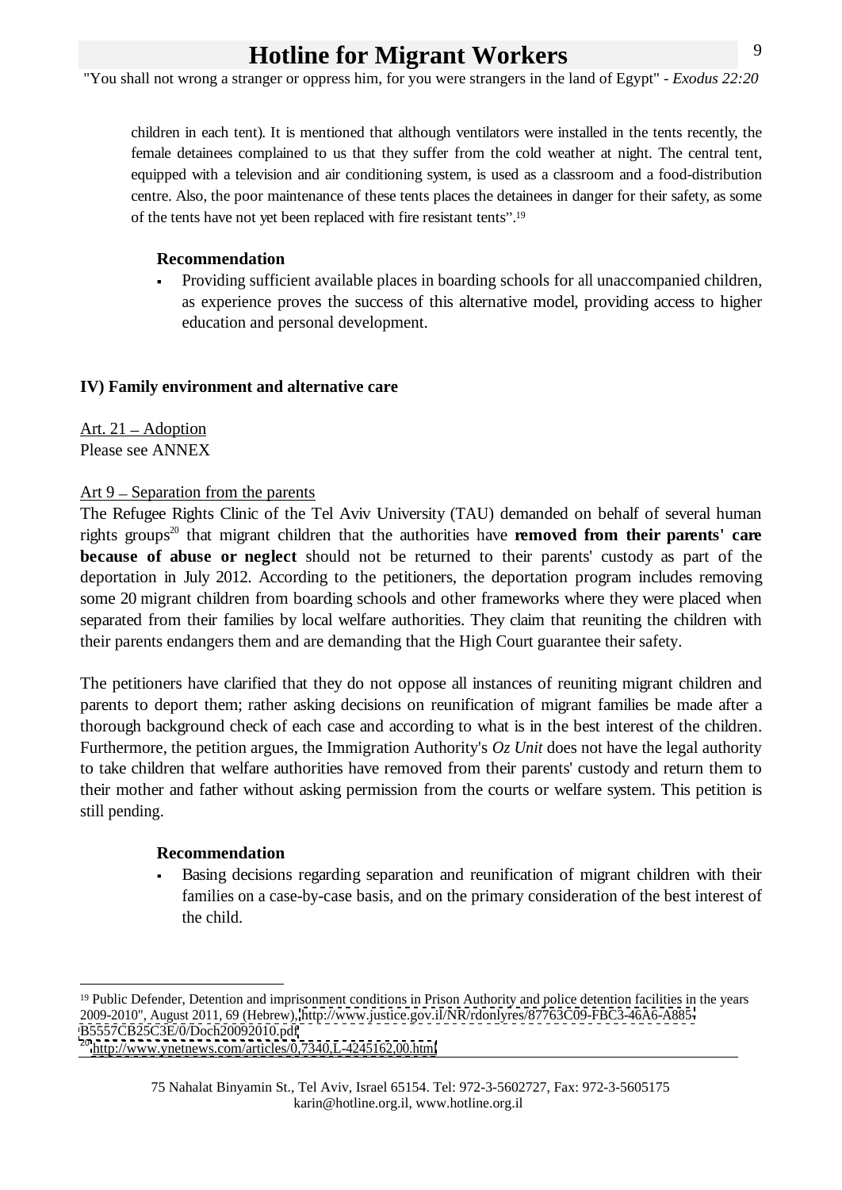children in each tent). It is mentioned that although ventilators were installed in the tents recently, the female detainees complained to us that they suffer from the cold weather at night. The central tent, equipped with a television and air conditioning system, is used as a classroom and a food-distribution centre. Also, the poor maintenance of these tents places the detainees in danger for their safety, as some of the tents have not yet been replaced with fire resistant tents".[19]

**Recommendation**

- Providing sufficient available places in boarding schools for all unaccompanied children, as experience proves the success of this alternative model, providing access to higher education and personal development.

**IV) Family environment and alternative care**

Art. 21 – Adoption
Please see ANNEX

Art 9 – Separation from the parents
The Refugee Rights Clinic of the Tel Aviv University (TAU) demanded on behalf of several human rights groups[20] that migrant children that the authorities have **removed from their parents' care because of abuse or neglect** should not be returned to their parents' custody as part of the deportation in July 2012. According to the petitioners, the deportation program includes removing some 20 migrant children from boarding schools and other frameworks where they were placed when separated from their families by local welfare authorities. They claim that reuniting the children with their parents endangers them and are demanding that the High Court guarantee their safety.

The petitioners have clarified that they do not oppose all instances of reuniting migrant children and parents to deport them; rather asking decisions on reunification of migrant families be made after a thorough background check of each case and according to what is in the best interest of the children. Furthermore, the petition argues, the Immigration Authority's *Oz Unit* does not have the legal authority to take children that welfare authorities have removed from their parents' custody and return them to their mother and father without asking permission from the courts or welfare system. This petition is still pending.

**Recommendation**

- Basing decisions regarding separation and reunification of migrant children with their families on a case-by-case basis, and on the primary consideration of the best interest of the child.

---

[19] Public Defender, Detention and imprisonment conditions in Prison Authority and police detention facilities in the years 2009-2010", August 2011, 69 (Hebrew), http://www.justice.gov.il/NR/rdonlyres/87763C09-FBC3-46A6-A885-B5557CB25C3E/0/Doch20092010.pdf

[20] http://www.ynetnews.com/articles/0,7340,L-4245162,00.html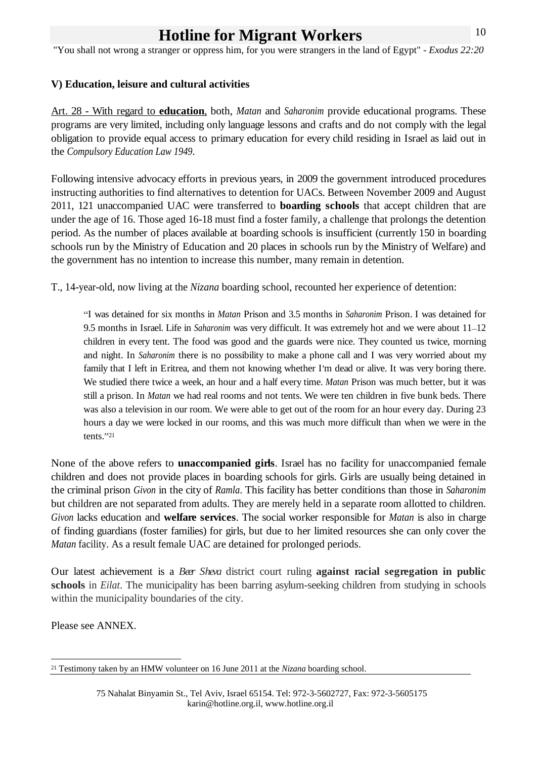**V) Education, leisure and cultural activities**

Art. 28 - With regard to **education**, both, *Matan* and *Saharonim* provide educational programs. These programs are very limited, including only language lessons and crafts and do not comply with the legal obligation to provide equal access to primary education for every child residing in Israel as laid out in the *Compulsory Education Law 1949*.

Following intensive advocacy efforts in previous years, in 2009 the government introduced procedures instructing authorities to find alternatives to detention for UACs. Between November 2009 and August 2011, 121 unaccompanied UAC were transferred to **boarding schools** that accept children that are under the age of 16. Those aged 16-18 must find a foster family, a challenge that prolongs the detention period. As the number of places available at boarding schools is insufficient (currently 150 in boarding schools run by the Ministry of Education and 20 places in schools run by the Ministry of Welfare) and the government has no intention to increase this number, many remain in detention.

T., 14-year-old, now living at the *Nizana* boarding school, recounted her experience of detention:

> "I was detained for six months in *Matan* Prison and 3.5 months in *Saharonim* Prison. I was detained for 9.5 months in Israel. Life in *Saharonim* was very difficult. It was extremely hot and we were about 11–12 children in every tent. The food was good and the guards were nice. They counted us twice, morning and night. In *Saharonim* there is no possibility to make a phone call and I was very worried about my family that I left in Eritrea, and them not knowing whether I'm dead or alive. It was very boring there. We studied there twice a week, an hour and a half every time. *Matan* Prison was much better, but it was still a prison. In *Matan* we had real rooms and not tents. We were ten children in five bunk beds. There was also a television in our room. We were able to get out of the room for an hour every day. During 23 hours a day we were locked in our rooms, and this was much more difficult than when we were in the tents."[21]

None of the above refers to **unaccompanied girls**. Israel has no facility for unaccompanied female children and does not provide places in boarding schools for girls. Girls are usually being detained in the criminal prison *Givon* in the city of *Ramla*. This facility has better conditions than those in *Saharonim* but children are not separated from adults. They are merely held in a separate room allotted to children. *Givon* lacks education and **welfare services**. The social worker responsible for *Matan* is also in charge of finding guardians (foster families) for girls, but due to her limited resources she can only cover the *Matan* facility. As a result female UAC are detained for prolonged periods.

Our latest achievement is a *Beer Sheva* district court ruling **against racial segregation in public schools** in *Eilat*. The municipality has been barring asylum-seeking children from studying in schools within the municipality boundaries of the city.

Please see ANNEX.

[21] Testimony taken by an HMW volunteer on 16 June 2011 at the *Nizana* boarding school.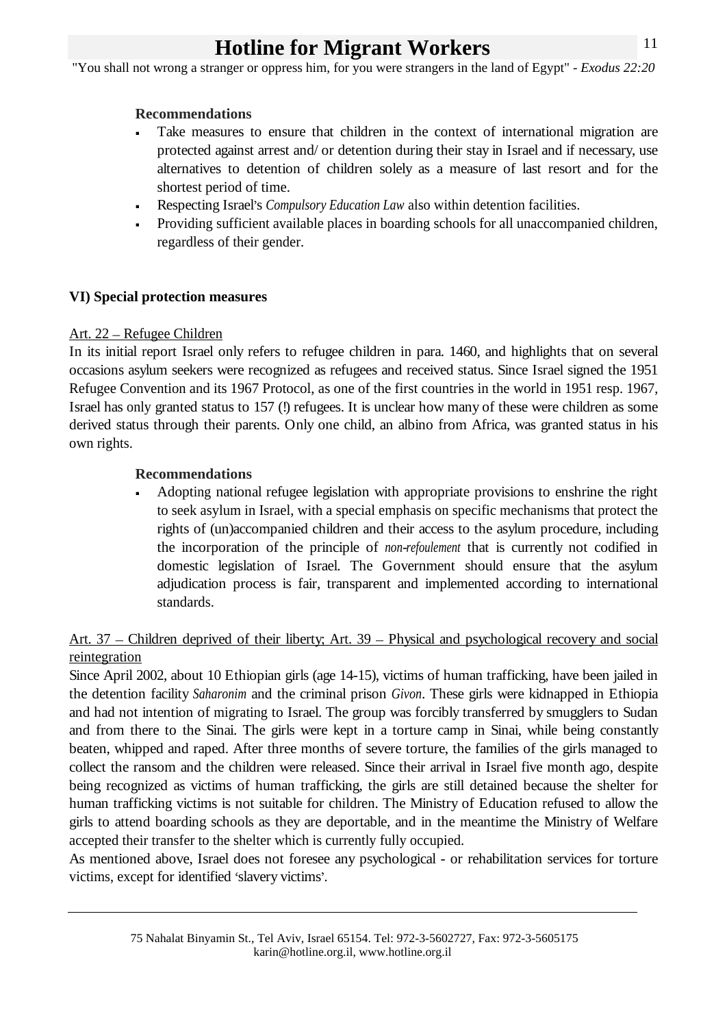**Recommendations**

- Take measures to ensure that children in the context of international migration are protected against arrest and/ or detention during their stay in Israel and if necessary, use alternatives to detention of children solely as a measure of last resort and for the shortest period of time.
- Respecting Israel's *Compulsory Education Law* also within detention facilities.
- Providing sufficient available places in boarding schools for all unaccompanied children, regardless of their gender.

**VI) Special protection measures**

<u>Art. 22 – Refugee Children</u>

In its initial report Israel only refers to refugee children in para. 1460, and highlights that on several occasions asylum seekers were recognized as refugees and received status. Since Israel signed the 1951 Refugee Convention and its 1967 Protocol, as one of the first countries in the world in 1951 resp. 1967, Israel has only granted status to 157 (!) refugees. It is unclear how many of these were children as some derived status through their parents. Only one child, an albino from Africa, was granted status in his own rights.

**Recommendations**

- Adopting national refugee legislation with appropriate provisions to enshrine the right to seek asylum in Israel, with a special emphasis on specific mechanisms that protect the rights of (un)accompanied children and their access to the asylum procedure, including the incorporation of the principle of *non-refoulement* that is currently not codified in domestic legislation of Israel. The Government should ensure that the asylum adjudication process is fair, transparent and implemented according to international standards.

<u>Art. 37 – Children deprived of their liberty; Art. 39 – Physical and psychological recovery and social reintegration</u>

Since April 2002, about 10 Ethiopian girls (age 14-15), victims of human trafficking, have been jailed in the detention facility *Saharonim* and the criminal prison *Givon*. These girls were kidnapped in Ethiopia and had not intention of migrating to Israel. The group was forcibly transferred by smugglers to Sudan and from there to the Sinai. The girls were kept in a torture camp in Sinai, while being constantly beaten, whipped and raped. After three months of severe torture, the families of the girls managed to collect the ransom and the children were released. Since their arrival in Israel five month ago, despite being recognized as victims of human trafficking, the girls are still detained because the shelter for human trafficking victims is not suitable for children. The Ministry of Education refused to allow the girls to attend boarding schools as they are deportable, and in the meantime the Ministry of Welfare accepted their transfer to the shelter which is currently fully occupied.

As mentioned above, Israel does not foresee any psychological - or rehabilitation services for torture victims, except for identified 'slavery victims'.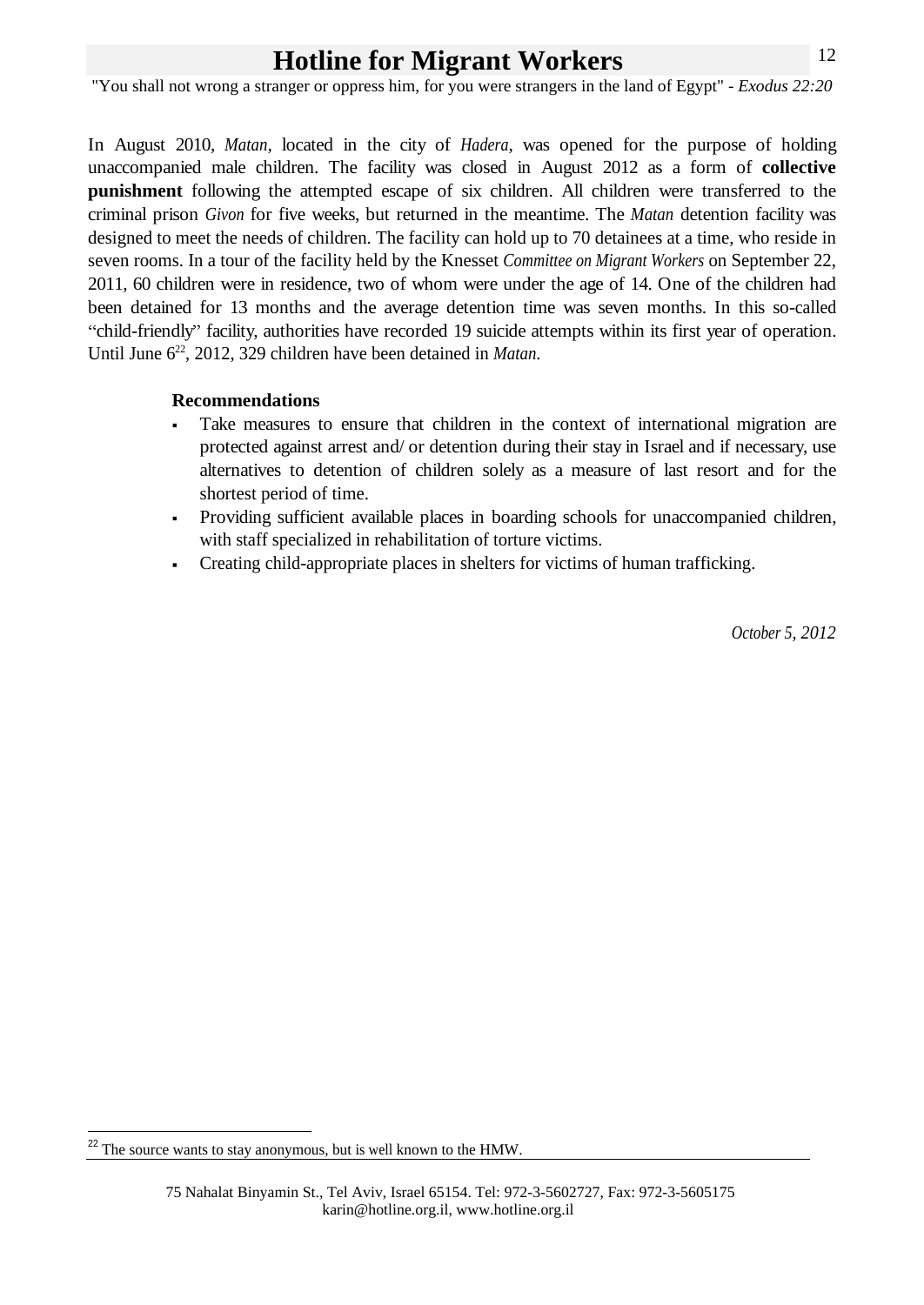In August 2010, *Matan*, located in the city of *Hadera*, was opened for the purpose of holding unaccompanied male children. The facility was closed in August 2012 as a form of **collective punishment** following the attempted escape of six children. All children were transferred to the criminal prison *Givon* for five weeks, but returned in the meantime. The *Matan* detention facility was designed to meet the needs of children. The facility can hold up to 70 detainees at a time, who reside in seven rooms. In a tour of the facility held by the Knesset *Committee on Migrant Workers* on September 22, 2011, 60 children were in residence, two of whom were under the age of 14. One of the children had been detained for 13 months and the average detention time was seven months. In this so-called "child-friendly" facility, authorities have recorded 19 suicide attempts within its first year of operation. Until June 6[22], 2012, 329 children have been detained in *Matan*.

**Recommendations**

- Take measures to ensure that children in the context of international migration are protected against arrest and/ or detention during their stay in Israel and if necessary, use alternatives to detention of children solely as a measure of last resort and for the shortest period of time.
- Providing sufficient available places in boarding schools for unaccompanied children, with staff specialized in rehabilitation of torture victims.
- Creating child-appropriate places in shelters for victims of human trafficking.

*October 5, 2012*

[22] The source wants to stay anonymous, but is well known to the HMW.